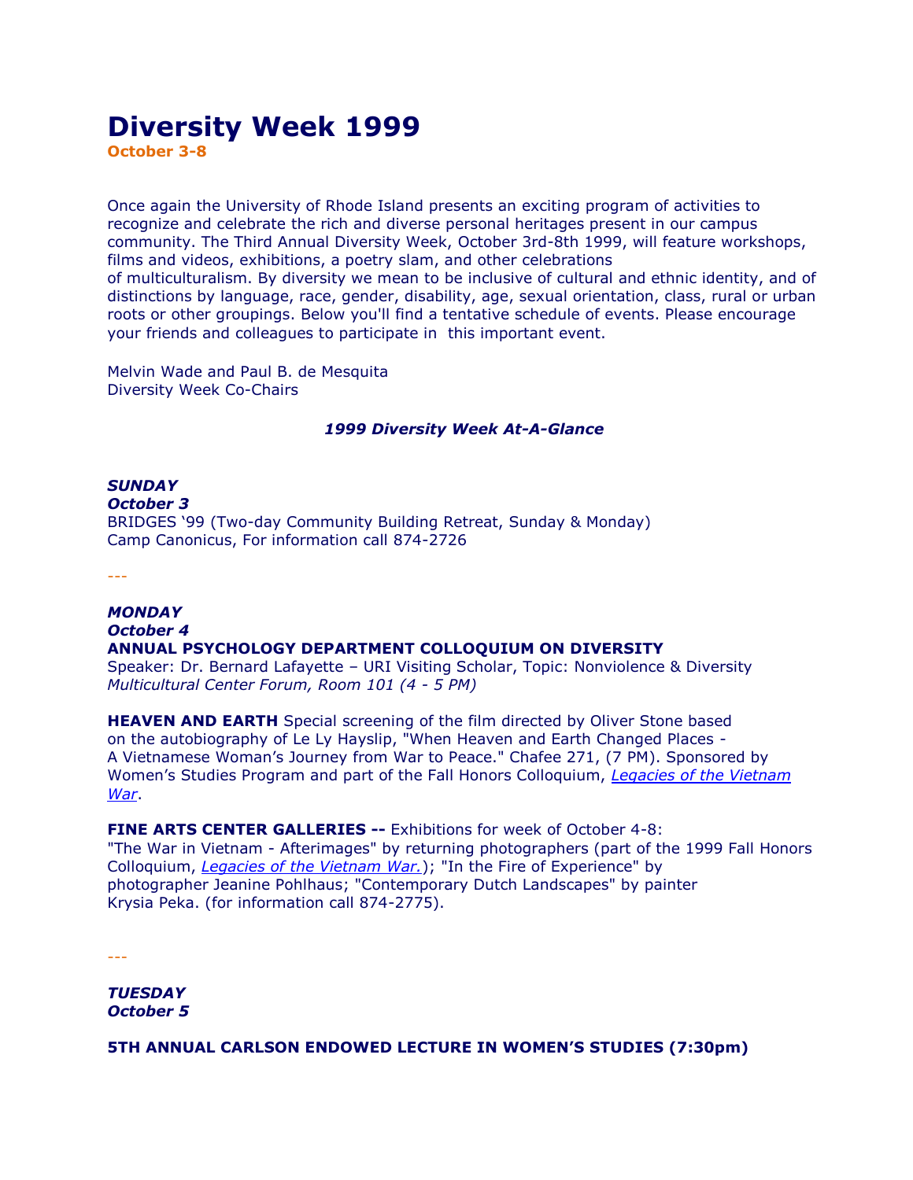# Diversity Week 1999

**October 3-8**

Once again the University of Rhode Island presents an exciting program of activities to recognize and celebrate the rich and diverse personal heritages present in our campus community. The Third Annual Diversity Week, October 3rd-8th 1999, will feature workshops, films and videos, exhibitions, a poetry slam, and other celebrations of multiculturalism. By diversity we mean to be inclusive of cultural and ethnic identity, and of distinctions by language, race, gender, disability, age, sexual orientation, class, rural or urban roots or other groupings. Below you'll find a tentative schedule of events. Please encourage your friends and colleagues to participate in this important event.

Melvin Wade and Paul B. de Mesquita
Diversity Week Co-Chairs

***1999 Diversity Week At-A-Glance***

***SUNDAY***
***October 3***
BRIDGES '99 (Two-day Community Building Retreat, Sunday & Monday)
Camp Canonicus, For information call 874-2726

---

***MONDAY***
***October 4***
**ANNUAL PSYCHOLOGY DEPARTMENT COLLOQUIUM ON DIVERSITY**
Speaker: Dr. Bernard Lafayette – URI Visiting Scholar, Topic: Nonviolence & Diversity
*Multicultural Center Forum, Room 101 (4 - 5 PM)*

**HEAVEN AND EARTH** Special screening of the film directed by Oliver Stone based on the autobiography of Le Ly Hayslip, "When Heaven and Earth Changed Places - A Vietnamese Woman's Journey from War to Peace." Chafee 271, (7 PM). Sponsored by Women's Studies Program and part of the Fall Honors Colloquium, *Legacies of the Vietnam War*.

**FINE ARTS CENTER GALLERIES --** Exhibitions for week of October 4-8: "The War in Vietnam - Afterimages" by returning photographers (part of the 1999 Fall Honors Colloquium, *Legacies of the Vietnam War.*); "In the Fire of Experience" by photographer Jeanine Pohlhaus; "Contemporary Dutch Landscapes" by painter Krysia Peka. (for information call 874-2775).

---

***TUESDAY***
***October 5***

**5TH ANNUAL CARLSON ENDOWED LECTURE IN WOMEN'S STUDIES (7:30pm)**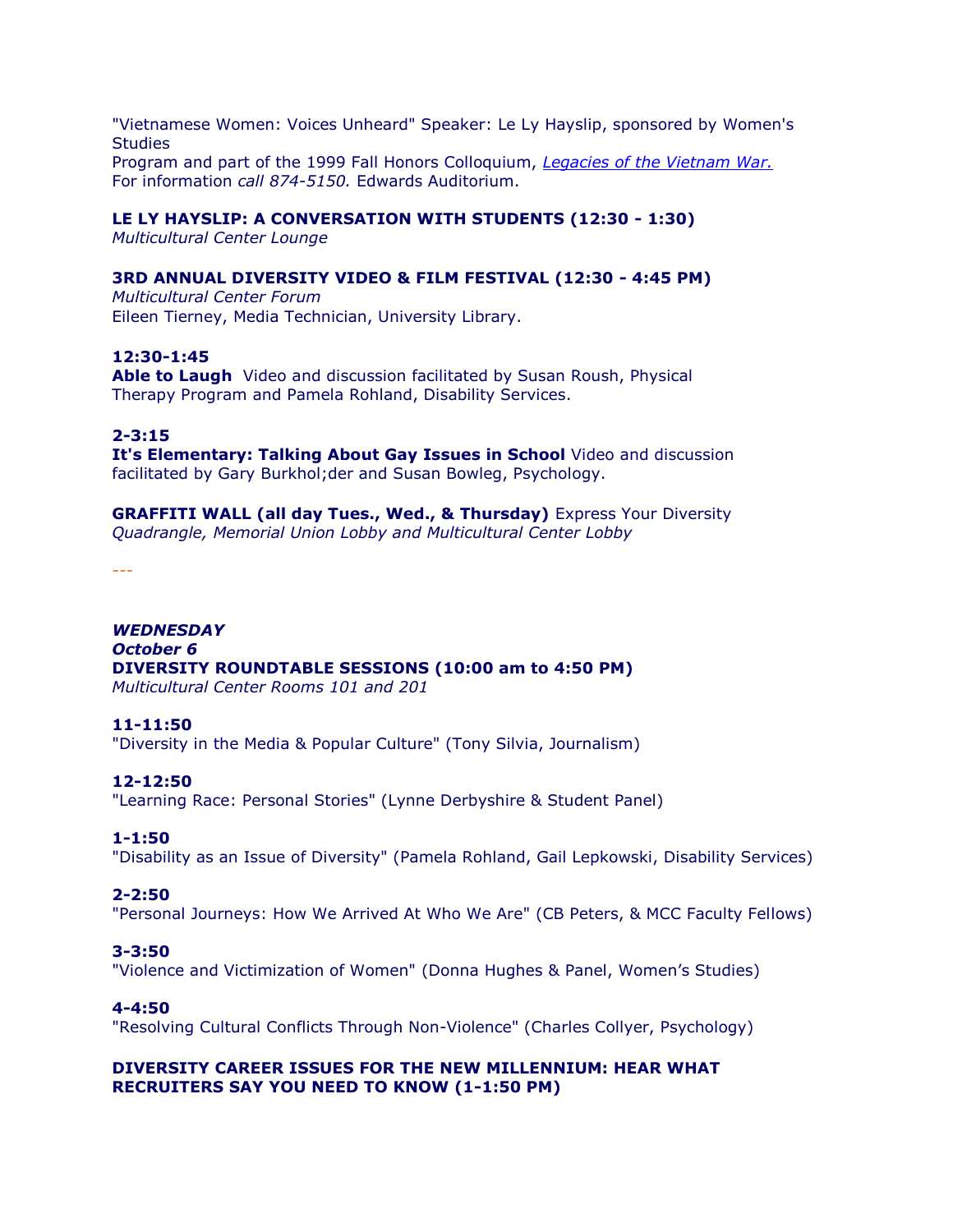"Vietnamese Women: Voices Unheard" Speaker: Le Ly Hayslip, sponsored by Women's Studies
Program and part of the 1999 Fall Honors Colloquium, *Legacies of the Vietnam War.*
For information *call 874-5150.* Edwards Auditorium.

**LE LY HAYSLIP: A CONVERSATION WITH STUDENTS (12:30 - 1:30)**
*Multicultural Center Lounge*

**3RD ANNUAL DIVERSITY VIDEO & FILM FESTIVAL (12:30 - 4:45 PM)**
*Multicultural Center Forum*
Eileen Tierney, Media Technician, University Library.

**12:30-1:45**
**Able to Laugh** Video and discussion facilitated by Susan Roush, Physical Therapy Program and Pamela Rohland, Disability Services.

**2-3:15**
**It's Elementary: Talking About Gay Issues in School** Video and discussion facilitated by Gary Burkhol;der and Susan Bowleg, Psychology.

**GRAFFITI WALL (all day Tues., Wed., & Thursday)** Express Your Diversity
*Quadrangle, Memorial Union Lobby and Multicultural Center Lobby*

---

***WEDNESDAY***
***October 6***
**DIVERSITY ROUNDTABLE SESSIONS (10:00 am to 4:50 PM)**
*Multicultural Center Rooms 101 and 201*

**11-11:50**
"Diversity in the Media & Popular Culture" (Tony Silvia, Journalism)

**12-12:50**
"Learning Race: Personal Stories" (Lynne Derbyshire & Student Panel)

**1-1:50**
"Disability as an Issue of Diversity" (Pamela Rohland, Gail Lepkowski, Disability Services)

**2-2:50**
"Personal Journeys: How We Arrived At Who We Are" (CB Peters, & MCC Faculty Fellows)

**3-3:50**
"Violence and Victimization of Women" (Donna Hughes & Panel, Women's Studies)

**4-4:50**
"Resolving Cultural Conflicts Through Non-Violence" (Charles Collyer, Psychology)

**DIVERSITY CAREER ISSUES FOR THE NEW MILLENNIUM: HEAR WHAT RECRUITERS SAY YOU NEED TO KNOW (1-1:50 PM)**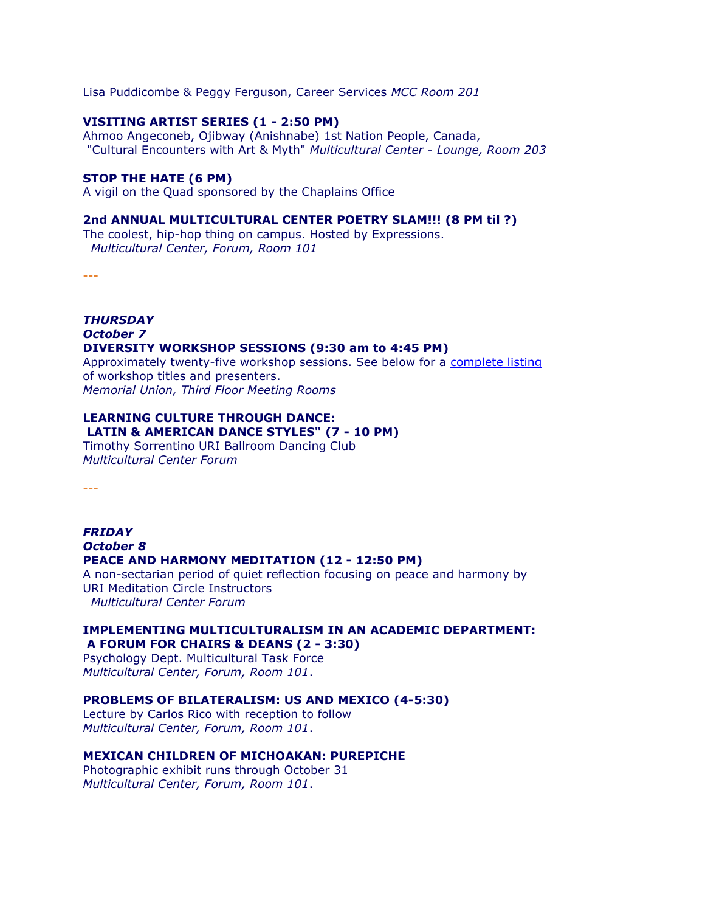Lisa Puddicombe & Peggy Ferguson, Career Services *MCC Room 201*

**VISITING ARTIST SERIES (1 - 2:50 PM)**
Ahmoo Angeconeb, Ojibway (Anishnabe) 1st Nation People, Canada,
"Cultural Encounters with Art & Myth" *Multicultural Center - Lounge, Room 203*

**STOP THE HATE (6 PM)**
A vigil on the Quad sponsored by the Chaplains Office

**2nd ANNUAL MULTICULTURAL CENTER POETRY SLAM!!! (8 PM til ?)**
The coolest, hip-hop thing on campus. Hosted by Expressions.
*Multicultural Center, Forum, Room 101*

---

***THURSDAY***
***October 7***
**DIVERSITY WORKSHOP SESSIONS (9:30 am to 4:45 PM)**
Approximately twenty-five workshop sessions. See below for a complete listing of workshop titles and presenters.
*Memorial Union, Third Floor Meeting Rooms*

**LEARNING CULTURE THROUGH DANCE:**
**LATIN & AMERICAN DANCE STYLES" (7 - 10 PM)**
Timothy Sorrentino URI Ballroom Dancing Club
*Multicultural Center Forum*

---

***FRIDAY***
***October 8***
**PEACE AND HARMONY MEDITATION (12 - 12:50 PM)**
A non-sectarian period of quiet reflection focusing on peace and harmony by URI Meditation Circle Instructors
*Multicultural Center Forum*

**IMPLEMENTING MULTICULTURALISM IN AN ACADEMIC DEPARTMENT:**
**A FORUM FOR CHAIRS & DEANS (2 - 3:30)**
Psychology Dept. Multicultural Task Force
*Multicultural Center, Forum, Room 101*.

**PROBLEMS OF BILATERALISM: US AND MEXICO (4-5:30)**
Lecture by Carlos Rico with reception to follow
*Multicultural Center, Forum, Room 101*.

**MEXICAN CHILDREN OF MICHOAKAN: PUREPICHE**
Photographic exhibit runs through October 31
*Multicultural Center, Forum, Room 101*.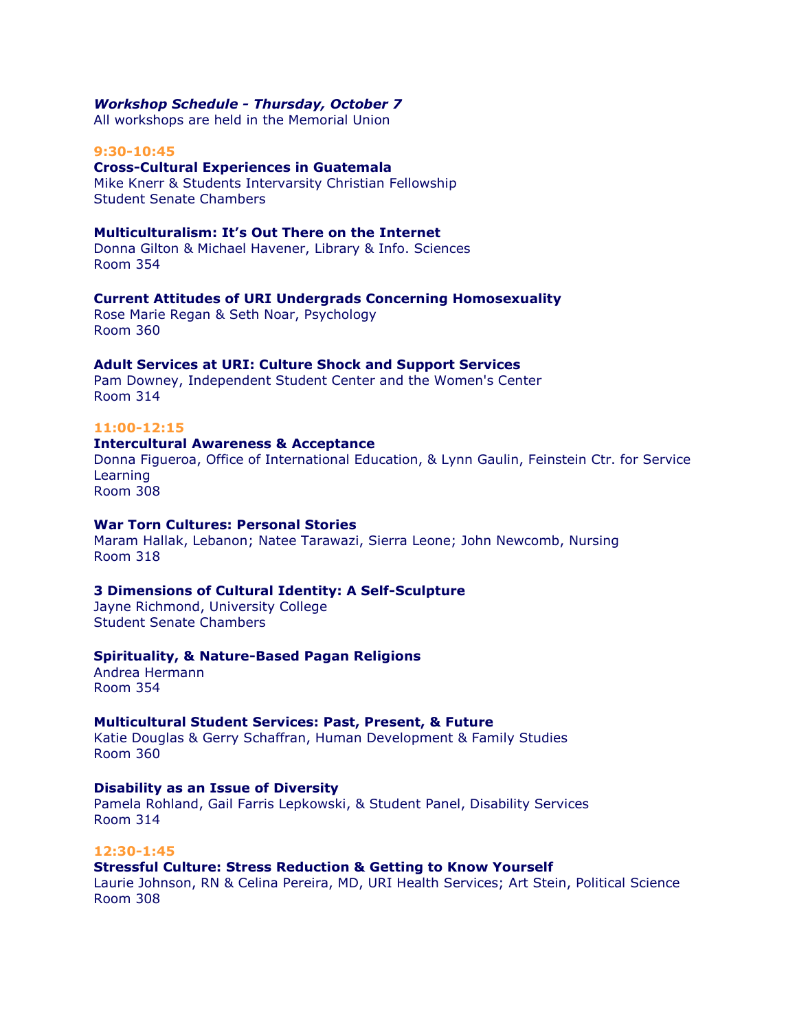***Workshop Schedule - Thursday, October 7***

All workshops are held in the Memorial Union

### 9:30-10:45

**Cross-Cultural Experiences in Guatemala**
Mike Knerr & Students Intervarsity Christian Fellowship
Student Senate Chambers

**Multiculturalism: It's Out There on the Internet**
Donna Gilton & Michael Havener, Library & Info. Sciences
Room 354

**Current Attitudes of URI Undergrads Concerning Homosexuality**
Rose Marie Regan & Seth Noar, Psychology
Room 360

**Adult Services at URI: Culture Shock and Support Services**
Pam Downey, Independent Student Center and the Women's Center
Room 314

### 11:00-12:15

**Intercultural Awareness & Acceptance**
Donna Figueroa, Office of International Education, & Lynn Gaulin, Feinstein Ctr. for Service Learning
Room 308

**War Torn Cultures: Personal Stories**
Maram Hallak, Lebanon; Natee Tarawazi, Sierra Leone; John Newcomb, Nursing
Room 318

**3 Dimensions of Cultural Identity: A Self-Sculpture**
Jayne Richmond, University College
Student Senate Chambers

**Spirituality, & Nature-Based Pagan Religions**
Andrea Hermann
Room 354

**Multicultural Student Services: Past, Present, & Future**
Katie Douglas & Gerry Schaffran, Human Development & Family Studies
Room 360

**Disability as an Issue of Diversity**
Pamela Rohland, Gail Farris Lepkowski, & Student Panel, Disability Services
Room 314

### 12:30-1:45

**Stressful Culture: Stress Reduction & Getting to Know Yourself**
Laurie Johnson, RN & Celina Pereira, MD, URI Health Services; Art Stein, Political Science
Room 308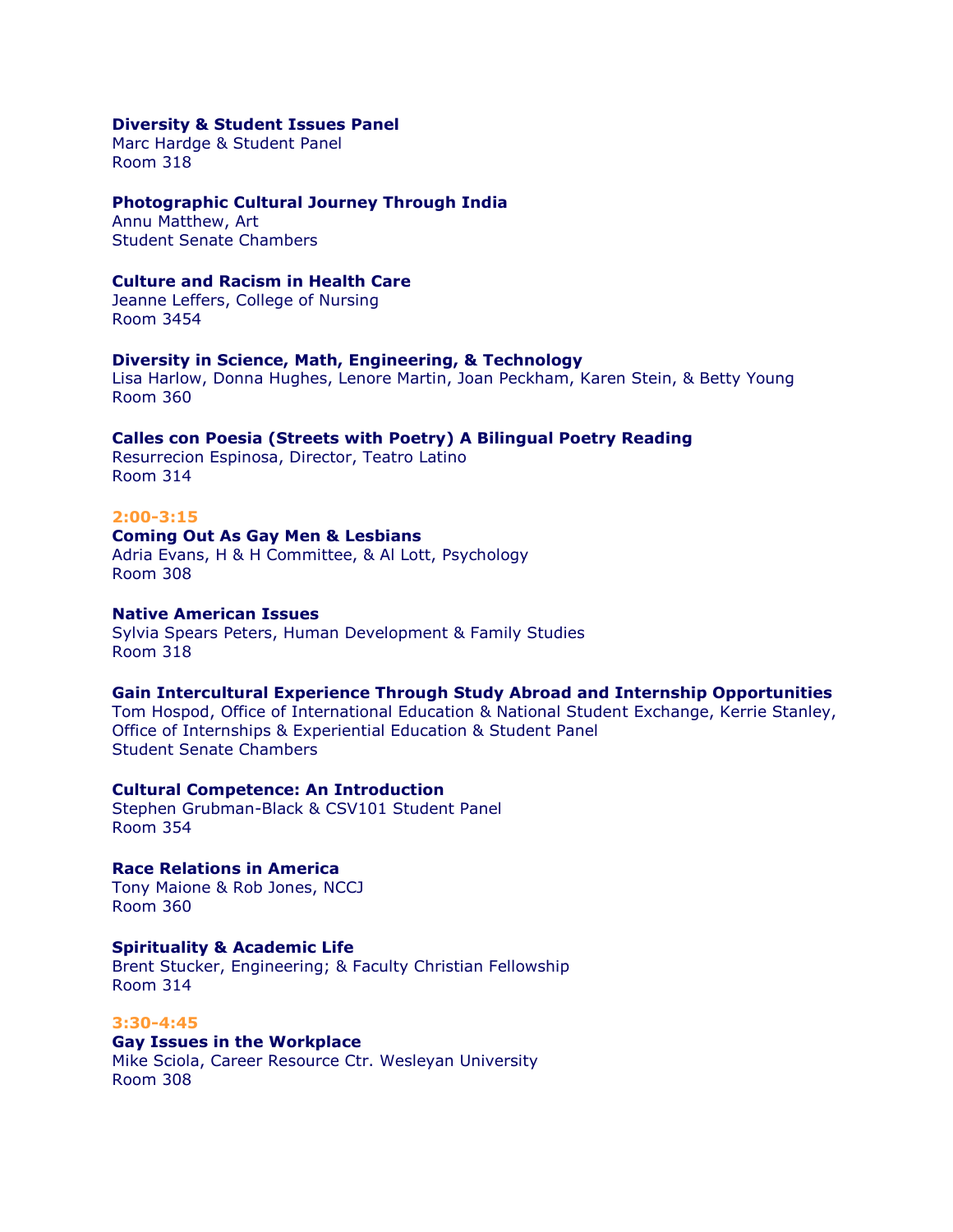**Diversity & Student Issues Panel**
Marc Hardge & Student Panel
Room 318

**Photographic Cultural Journey Through India**
Annu Matthew, Art
Student Senate Chambers

**Culture and Racism in Health Care**
Jeanne Leffers, College of Nursing
Room 3454

**Diversity in Science, Math, Engineering, & Technology**
Lisa Harlow, Donna Hughes, Lenore Martin, Joan Peckham, Karen Stein, & Betty Young
Room 360

**Calles con Poesia (Streets with Poetry) A Bilingual Poetry Reading**
Resurrecion Espinosa, Director, Teatro Latino
Room 314

**2:00-3:15**

**Coming Out As Gay Men & Lesbians**
Adria Evans, H & H Committee, & Al Lott, Psychology
Room 308

**Native American Issues**
Sylvia Spears Peters, Human Development & Family Studies
Room 318

**Gain Intercultural Experience Through Study Abroad and Internship Opportunities**
Tom Hospod, Office of International Education & National Student Exchange, Kerrie Stanley, Office of Internships & Experiential Education & Student Panel
Student Senate Chambers

**Cultural Competence: An Introduction**
Stephen Grubman-Black & CSV101 Student Panel
Room 354

**Race Relations in America**
Tony Maione & Rob Jones, NCCJ
Room 360

**Spirituality & Academic Life**
Brent Stucker, Engineering; & Faculty Christian Fellowship
Room 314

**3:30-4:45**

**Gay Issues in the Workplace**
Mike Sciola, Career Resource Ctr. Wesleyan University
Room 308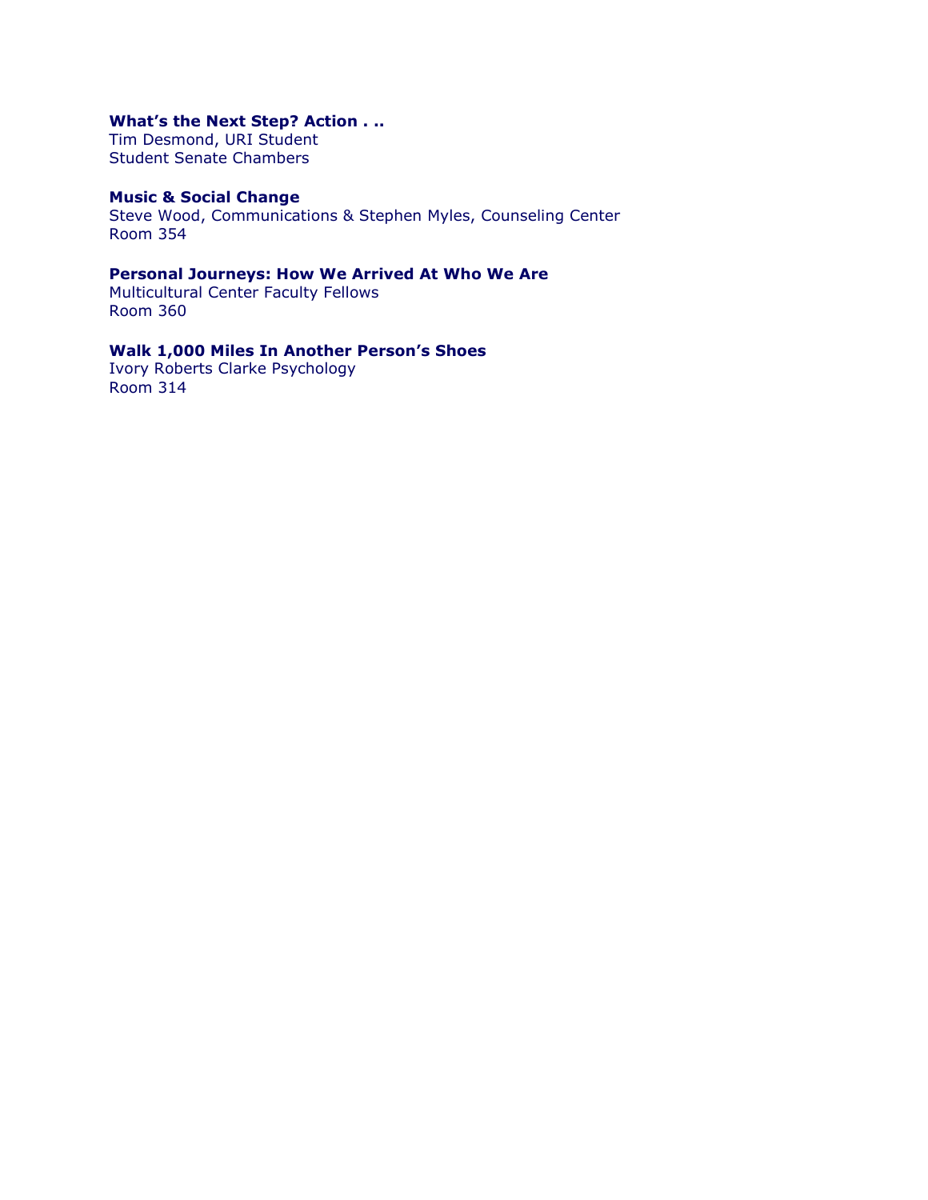**What's the Next Step? Action . ..**
Tim Desmond, URI Student
Student Senate Chambers

**Music & Social Change**
Steve Wood, Communications & Stephen Myles, Counseling Center
Room 354

**Personal Journeys: How We Arrived At Who We Are**
Multicultural Center Faculty Fellows
Room 360

**Walk 1,000 Miles In Another Person's Shoes**
Ivory Roberts Clarke Psychology
Room 314